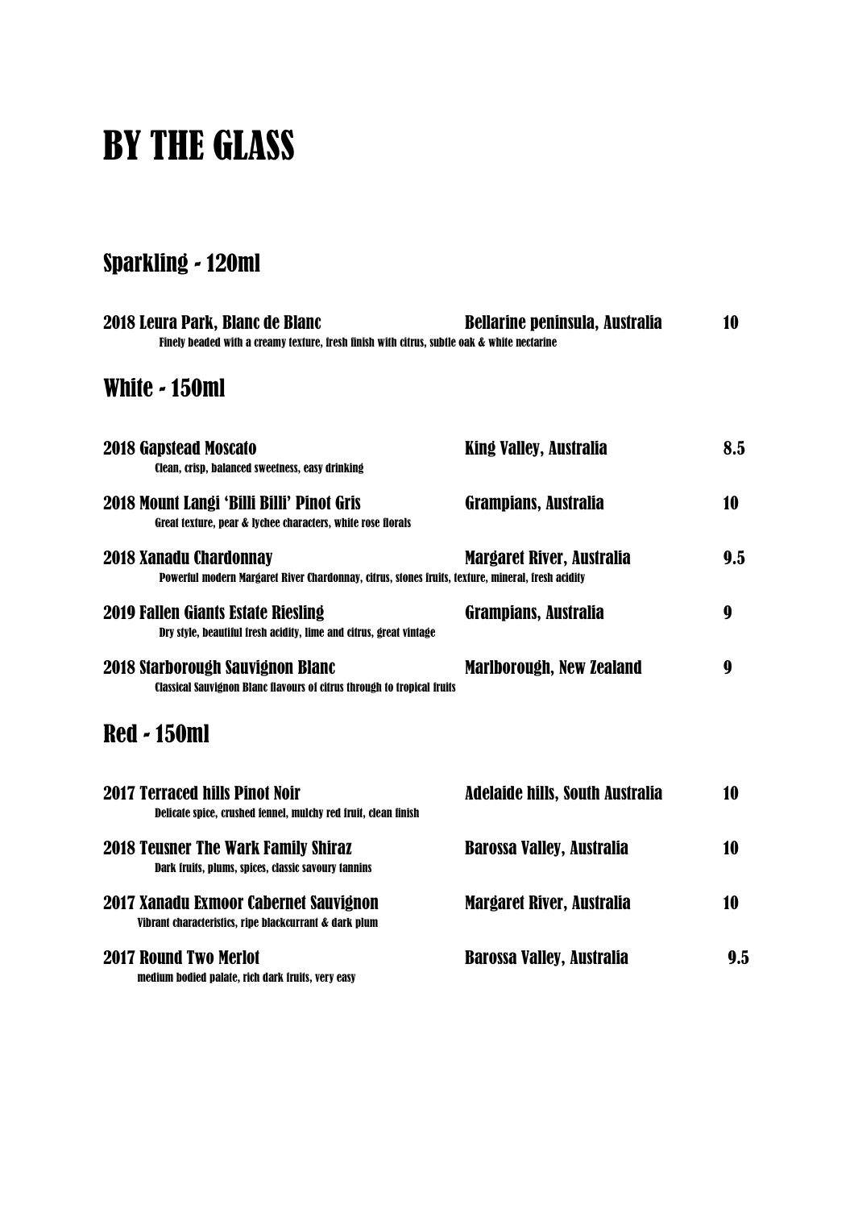# BY THE GLASS

## Sparkling - 120ml

**2018 Leura Park, Blanc de Blanc** — **Bellarine peninsula, Australia** — **10**
Finely beaded with a creamy texture, fresh finish with citrus, subtle oak & white nectarine

## White - 150ml

**2018 Gapstead Moscato** — **King Valley, Australia** — **8.5**
Clean, crisp, balanced sweetness, easy drinking

**2018 Mount Langi 'Billi Billi' Pinot Gris** — **Grampians, Australia** — **10**
Great texture, pear & lychee characters, white rose florals

**2018 Xanadu Chardonnay** — **Margaret River, Australia** — **9.5**
Powerful modern Margaret River Chardonnay, citrus, stones fruits, texture, mineral, fresh acidity

**2019 Fallen Giants Estate Riesling** — **Grampians, Australia** — **9**
Dry style, beautiful fresh acidity, lime and citrus, great vintage

**2018 Starborough Sauvignon Blanc** — **Marlborough, New Zealand** — **9**
Classical Sauvignon Blanc flavours of citrus through to tropical fruits

## Red - 150ml

**2017 Terraced hills Pinot Noir** — **Adelaide hills, South Australia** — **10**
Delicate spice, crushed fennel, mulchy red fruit, clean finish

**2018 Teusner The Wark Family Shiraz** — **Barossa Valley, Australia** — **10**
Dark fruits, plums, spices, classic savoury tannins

**2017 Xanadu Exmoor Cabernet Sauvignon** — **Margaret River, Australia** — **10**
Vibrant characteristics, ripe blackcurrant & dark plum

**2017 Round Two Merlot** — **Barossa Valley, Australia** — **9.5**
medium bodied palate, rich dark fruits, very easy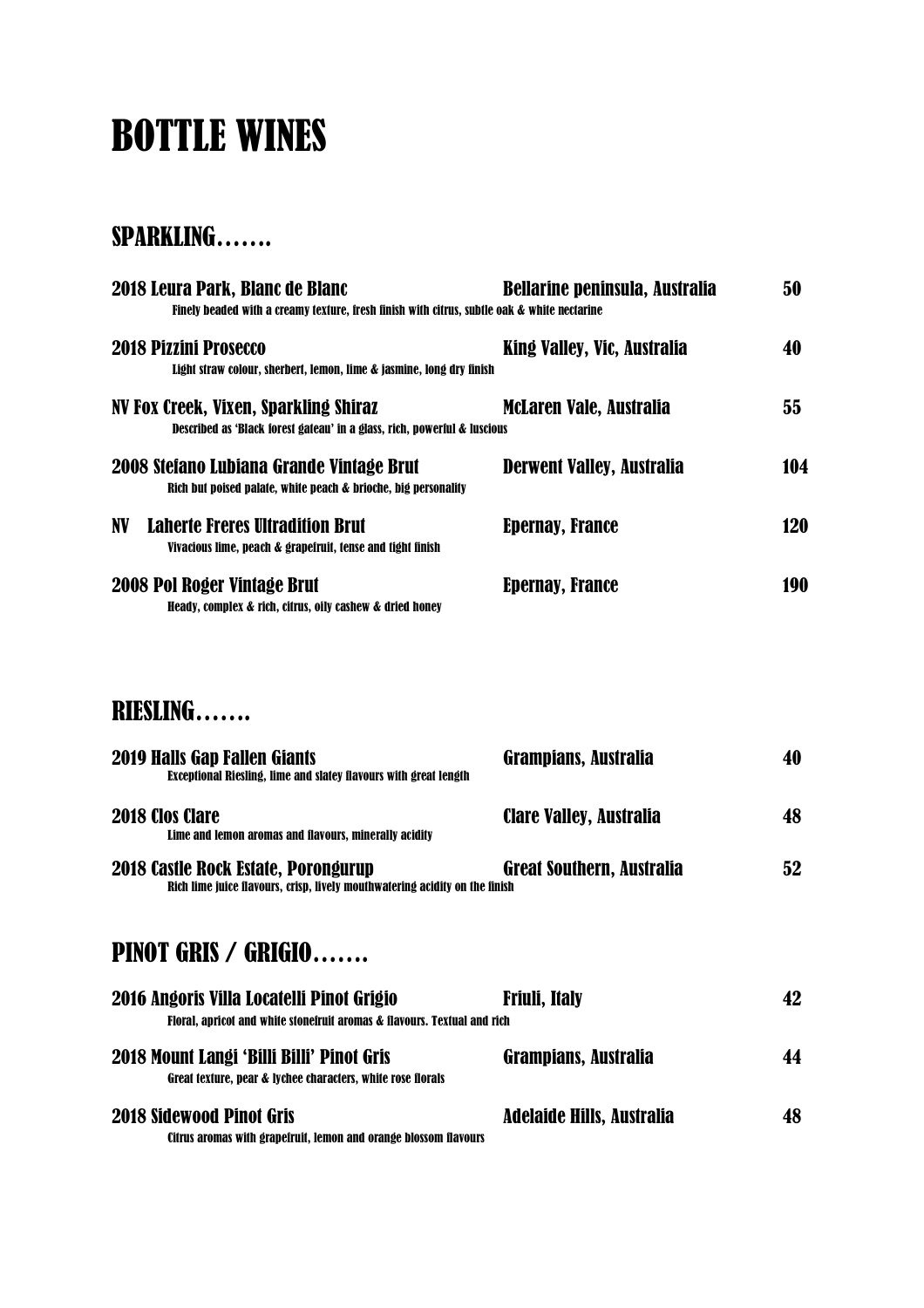# BOTTLE WINES

## SPARKLING…….

**2018 Leura Park, Blanc de Blanc** — **Bellarine peninsula, Australia** — **50**
Finely beaded with a creamy texture, fresh finish with citrus, subtle oak & white nectarine

**2018 Pizzini Prosecco** — **King Valley, Vic, Australia** — **40**
Light straw colour, sherbert, lemon, lime & jasmine, long dry finish

**NV Fox Creek, Vixen, Sparkling Shiraz** — **McLaren Vale, Australia** — **55**
Described as 'Black forest gateau' in a glass, rich, powerful & luscious

**2008 Stefano Lubiana Grande Vintage Brut** — **Derwent Valley, Australia** — **104**
Rich but poised palate, white peach & brioche, big personality

**NV Laherte Freres Ultradition Brut** — **Epernay, France** — **120**
Vivacious lime, peach & grapefruit, tense and tight finish

**2008 Pol Roger Vintage Brut** — **Epernay, France** — **190**
Heady, complex & rich, citrus, oily cashew & dried honey

## RIESLING…….

**2019 Halls Gap Fallen Giants** — **Grampians, Australia** — **40**
Exceptional Riesling, lime and slatey flavours with great length

**2018 Clos Clare** — **Clare Valley, Australia** — **48**
Lime and lemon aromas and flavours, minerally acidity

**2018 Castle Rock Estate, Porongurup** — **Great Southern, Australia** — **52**
Rich lime juice flavours, crisp, lively mouthwatering acidity on the finish

## PINOT GRIS / GRIGIO…….

**2016 Angoris Villa Locatelli Pinot Grigio** — **Friuli, Italy** — **42**
Floral, apricot and white stonefruit aromas & flavours. Textual and rich

**2018 Mount Langi 'Billi Billi' Pinot Gris** — **Grampians, Australia** — **44**
Great texture, pear & lychee characters, white rose florals

**2018 Sidewood Pinot Gris** — **Adelaide Hills, Australia** — **48**
Citrus aromas with grapefruit, lemon and orange blossom flavours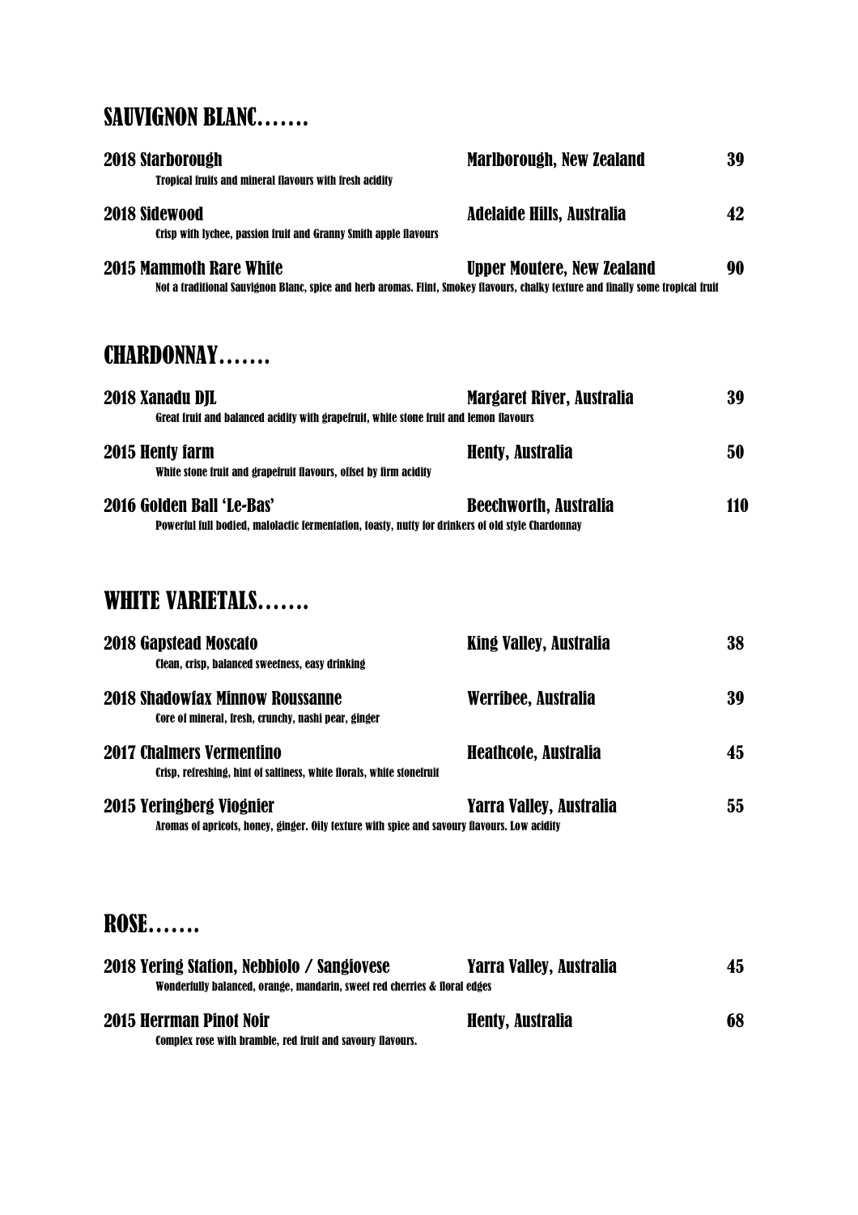## SAUVIGNON BLANC…….

**2018 Starborough** — Marlborough, New Zealand — 39
Tropical fruits and mineral flavours with fresh acidity

**2018 Sidewood** — Adelaide Hills, Australia — 42
Crisp with lychee, passion fruit and Granny Smith apple flavours

**2015 Mammoth Rare White** — Upper Moutere, New Zealand — 90
Not a traditional Sauvignon Blanc, spice and herb aromas. Flint, Smokey flavours, chalky texture and finally some tropical fruit

## CHARDONNAY…….

**2018 Xanadu DJL** — Margaret River, Australia — 39
Great fruit and balanced acidity with grapefruit, white stone fruit and lemon flavours

**2015 Henty farm** — Henty, Australia — 50
White stone fruit and grapefruit flavours, offset by firm acidity

**2016 Golden Ball 'Le-Bas'** — Beechworth, Australia — 110
Powerful full bodied, malolactic fermentation, toasty, nutty for drinkers of old style Chardonnay

## WHITE VARIETALS…….

**2018 Gapstead Moscato** — King Valley, Australia — 38
Clean, crisp, balanced sweetness, easy drinking

**2018 Shadowfax Minnow Roussanne** — Werribee, Australia — 39
Core of mineral, fresh, crunchy, nashi pear, ginger

**2017 Chalmers Vermentino** — Heathcote, Australia — 45
Crisp, refreshing, hint of saltiness, white florals, white stonefruit

**2015 Yeringberg Viognier** — Yarra Valley, Australia — 55
Aromas of apricots, honey, ginger. Oily texture with spice and savoury flavours. Low acidity

## ROSE…….

**2018 Yering Station, Nebbiolo / Sangiovese** — Yarra Valley, Australia — 45
Wonderfully balanced, orange, mandarin, sweet red cherries & floral edges

**2015 Herrman Pinot Noir** — Henty, Australia — 68
Complex rose with bramble, red fruit and savoury flavours.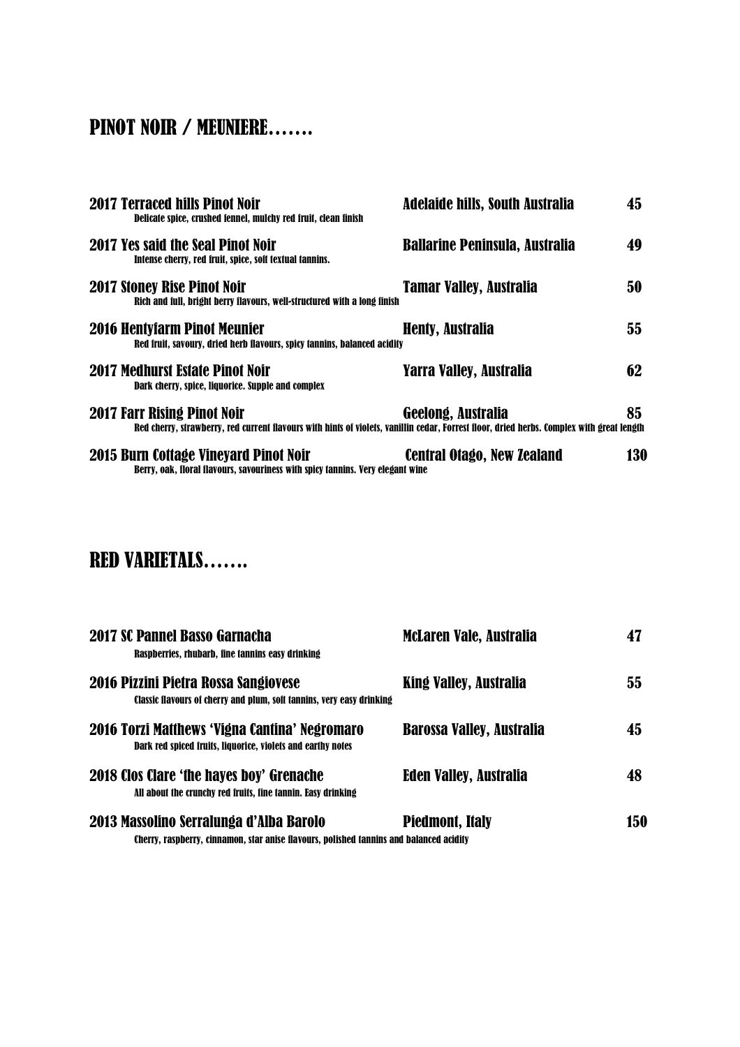## PINOT NOIR / MEUNIERE…….

**2017 Terraced hills Pinot Noir** — Adelaide hills, South Australia — 45
Delicate spice, crushed fennel, mulchy red fruit, clean finish

**2017 Yes said the Seal Pinot Noir** — Ballarine Peninsula, Australia — 49
Intense cherry, red fruit, spice, soft textual tannins.

**2017 Stoney Rise Pinot Noir** — Tamar Valley, Australia — 50
Rich and full, bright berry flavours, well-structured with a long finish

**2016 Hentyfarm Pinot Meunier** — Henty, Australia — 55
Red fruit, savoury, dried herb flavours, spicy tannins, balanced acidity

**2017 Medhurst Estate Pinot Noir** — Yarra Valley, Australia — 62
Dark cherry, spice, liquorice. Supple and complex

**2017 Farr Rising Pinot Noir** — Geelong, Australia — 85
Red cherry, strawberry, red current flavours with hints of violets, vanillin cedar, Forrest floor, dried herbs. Complex with great length

**2015 Burn Cottage Vineyard Pinot Noir** — Central Otago, New Zealand — 130
Berry, oak, floral flavours, savouriness with spicy tannins. Very elegant wine

## RED VARIETALS…….

**2017 SC Pannel Basso Garnacha** — McLaren Vale, Australia — 47
Raspberries, rhubarb, fine tannins easy drinking

**2016 Pizzini Pietra Rossa Sangiovese** — King Valley, Australia — 55
Classic flavours of cherry and plum, soft tannins, very easy drinking

**2016 Torzi Matthews 'Vigna Cantina' Negromaro** — Barossa Valley, Australia — 45
Dark red spiced fruits, liquorice, violets and earthy notes

**2018 Clos Clare 'the hayes boy' Grenache** — Eden Valley, Australia — 48
All about the crunchy red fruits, fine tannin. Easy drinking

**2013 Massolino Serralunga d'Alba Barolo** — Piedmont, Italy — 150
Cherry, raspberry, cinnamon, star anise flavours, polished tannins and balanced acidity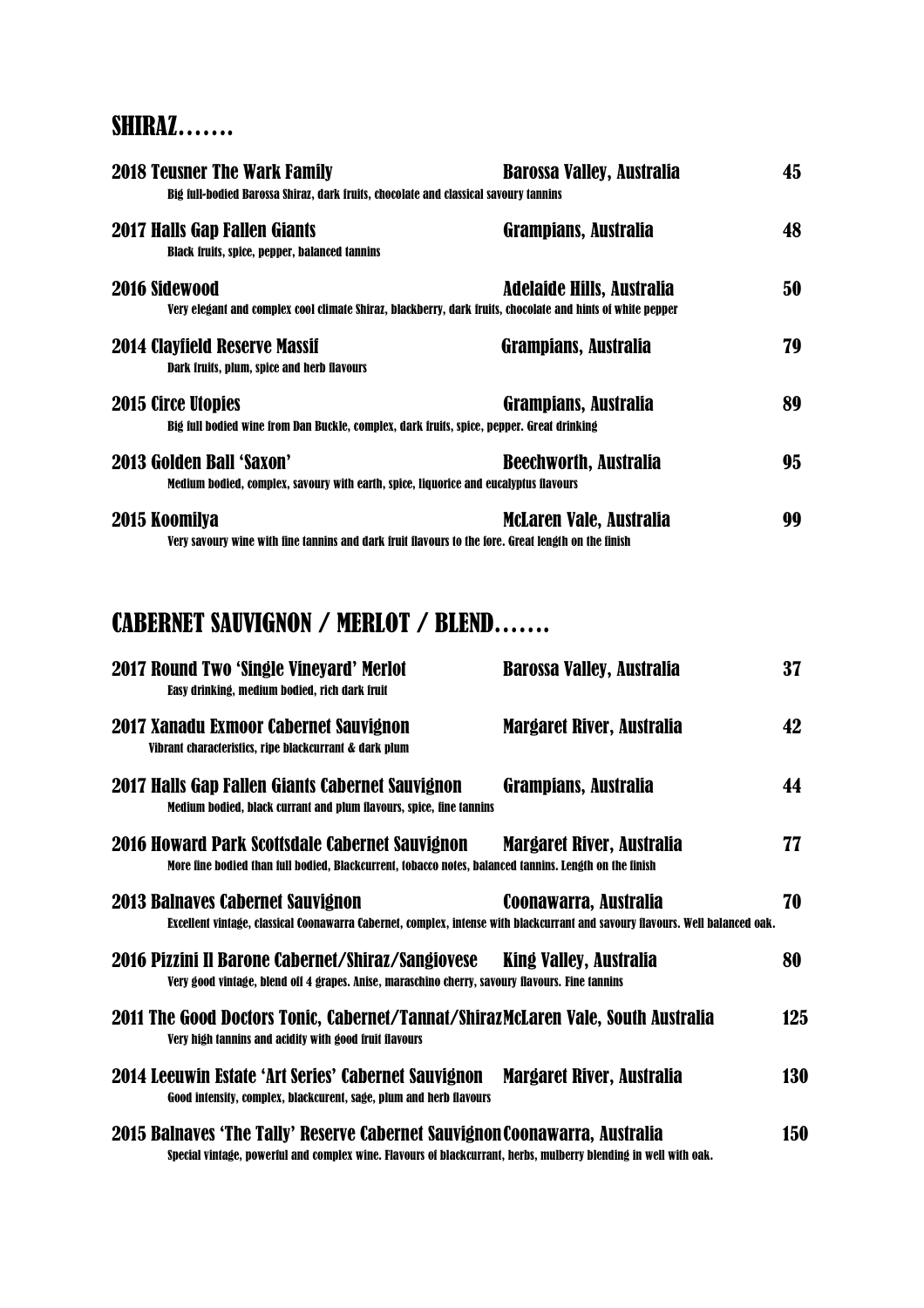## SHIRAZ…….

**2018 Teusner The Wark Family** — Barossa Valley, Australia — 45
Big full-bodied Barossa Shiraz, dark fruits, chocolate and classical savoury tannins

**2017 Halls Gap Fallen Giants** — Grampians, Australia — 48
Black fruits, spice, pepper, balanced tannins

**2016 Sidewood** — Adelaide Hills, Australia — 50
Very elegant and complex cool climate Shiraz, blackberry, dark fruits, chocolate and hints of white pepper

**2014 Clayfield Reserve Massif** — Grampians, Australia — 79
Dark fruits, plum, spice and herb flavours

**2015 Circe Utopies** — Grampians, Australia — 89
Big full bodied wine from Dan Buckle, complex, dark fruits, spice, pepper. Great drinking

**2013 Golden Ball 'Saxon'** — Beechworth, Australia — 95
Medium bodied, complex, savoury with earth, spice, liquorice and eucalyptus flavours

**2015 Koomilya** — McLaren Vale, Australia — 99
Very savoury wine with fine tannins and dark fruit flavours to the fore. Great length on the finish

## CABERNET SAUVIGNON / MERLOT / BLEND…….

**2017 Round Two 'Single Vineyard' Merlot** — Barossa Valley, Australia — 37
Easy drinking, medium bodied, rich dark fruit

**2017 Xanadu Exmoor Cabernet Sauvignon** — Margaret River, Australia — 42
Vibrant characteristics, ripe blackcurrant & dark plum

**2017 Halls Gap Fallen Giants Cabernet Sauvignon** — Grampians, Australia — 44
Medium bodied, black currant and plum flavours, spice, fine tannins

**2016 Howard Park Scottsdale Cabernet Sauvignon** — Margaret River, Australia — 77
More fine bodied than full bodied, Blackcurrent, tobacco notes, balanced tannins. Length on the finish

**2013 Balnaves Cabernet Sauvignon** — Coonawarra, Australia — 70
Excellent vintage, classical Coonawarra Cabernet, complex, intense with blackcurrant and savoury flavours. Well balanced oak.

**2016 Pizzini Il Barone Cabernet/Shiraz/Sangiovese** — King Valley, Australia — 80
Very good vintage, blend off 4 grapes. Anise, maraschino cherry, savoury flavours. Fine tannins

**2011 The Good Doctors Tonic, Cabernet/Tannat/Shiraz** — McLaren Vale, South Australia — 125
Very high tannins and acidity with good fruit flavours

**2014 Leeuwin Estate 'Art Series' Cabernet Sauvignon** — Margaret River, Australia — 130
Good intensity, complex, blackcurent, sage, plum and herb flavours

**2015 Balnaves 'The Tally' Reserve Cabernet Sauvignon** — Coonawarra, Australia — 150
Special vintage, powerful and complex wine. Flavours of blackcurrant, herbs, mulberry blending in well with oak.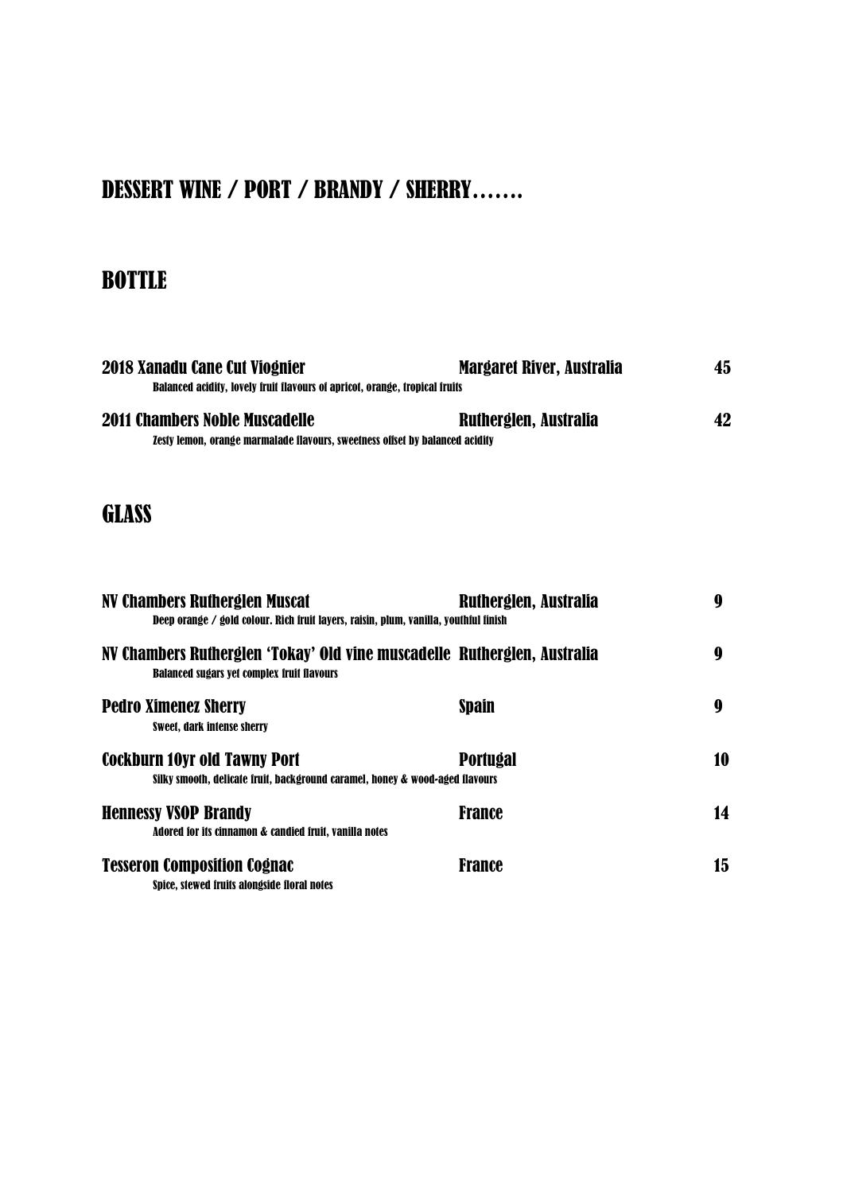# DESSERT WINE / PORT / BRANDY / SHERRY…….

## BOTTLE

**2018 Xanadu Cane Cut Viognier** **Margaret River, Australia** **45**
Balanced acidity, lovely fruit flavours of apricot, orange, tropical fruits

**2011 Chambers Noble Muscadelle** **Rutherglen, Australia** **42**
Zesty lemon, orange marmalade flavours, sweetness offset by balanced acidity

## GLASS

**NV Chambers Rutherglen Muscat** **Rutherglen, Australia** **9**
Deep orange / gold colour. Rich fruit layers, raisin, plum, vanilla, youthful finish

**NV Chambers Rutherglen 'Tokay' Old vine muscadelle** **Rutherglen, Australia** **9**
Balanced sugars yet complex fruit flavours

**Pedro Ximenez Sherry** **Spain** **9**
Sweet, dark intense sherry

**Cockburn 10yr old Tawny Port** **Portugal** **10**
Silky smooth, delicate fruit, background caramel, honey & wood-aged flavours

**Hennessy VSOP Brandy** **France** **14**
Adored for its cinnamon & candied fruit, vanilla notes

**Tesseron Composition Cognac** **France** **15**
Spice, stewed fruits alongside floral notes